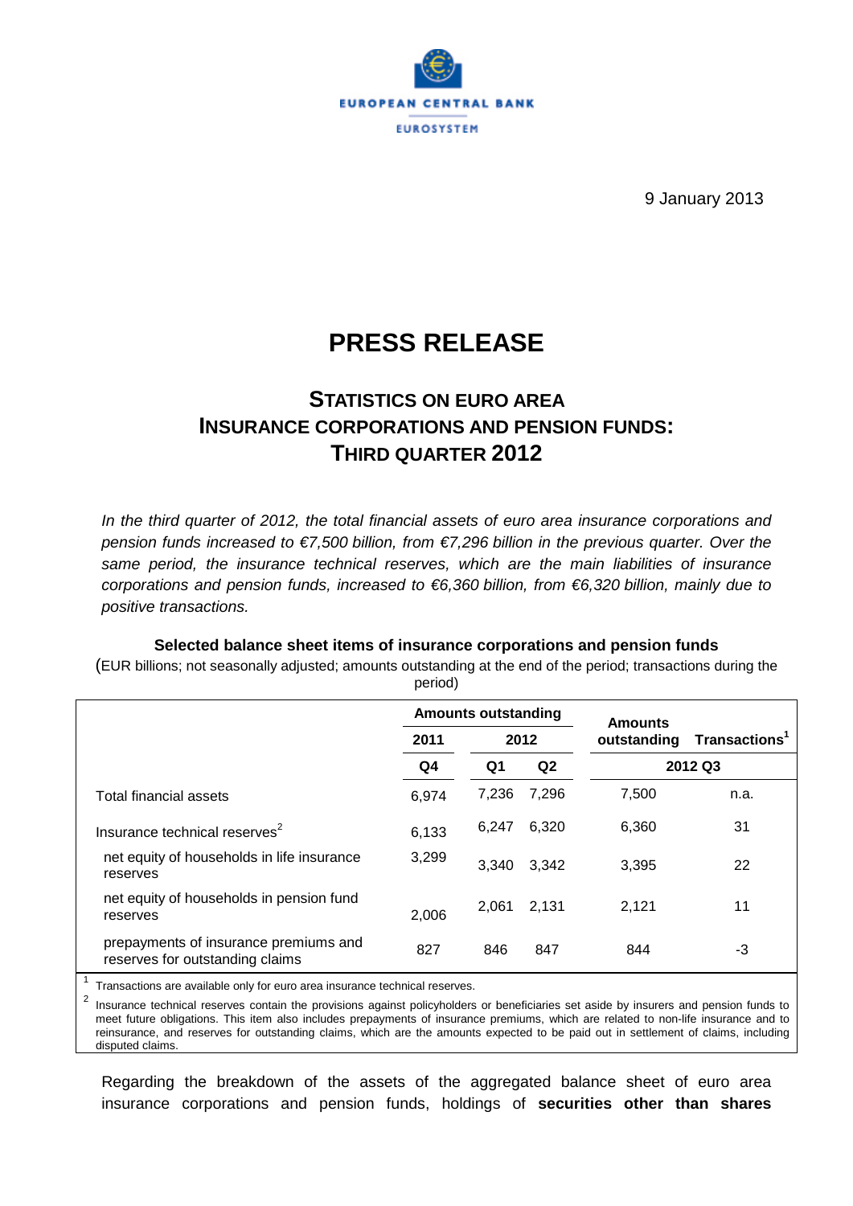EUROPEAN CENTRAL BANK

EUROSYSTEM

9 January 2013

# PRESS RELEASE

## STATISTICS ON EURO AREA INSURANCE CORPORATIONS AND PENSION FUNDS: THIRD QUARTER 2012

*In the third quarter of 2012, the total financial assets of euro area insurance corporations and pension funds increased to €7,500 billion, from €7,296 billion in the previous quarter. Over the same period, the insurance technical reserves, which are the main liabilities of insurance corporations and pension funds, increased to €6,360 billion, from €6,320 billion, mainly due to positive transactions.*

**Selected balance sheet items of insurance corporations and pension funds**

(EUR billions; not seasonally adjusted; amounts outstanding at the end of the period; transactions during the period)

| | Amounts outstanding | | | Amounts outstanding | Transactions[1] |
|---|---|---|---|---|---|
| | 2011 | 2012 | | | |
| | Q4 | Q1 | Q2 | 2012 Q3 | |
| Total financial assets | 6,974 | 7,236 | 7,296 | 7,500 | n.a. |
| Insurance technical reserves[2] | 6,133 | 6,247 | 6,320 | 6,360 | 31 |
| net equity of households in life insurance reserves | 3,299 | 3,340 | 3,342 | 3,395 | 22 |
| net equity of households in pension fund reserves | 2,006 | 2,061 | 2,131 | 2,121 | 11 |
| prepayments of insurance premiums and reserves for outstanding claims | 827 | 846 | 847 | 844 | -3 |

[1] Transactions are available only for euro area insurance technical reserves.

[2] Insurance technical reserves contain the provisions against policyholders or beneficiaries set aside by insurers and pension funds to meet future obligations. This item also includes prepayments of insurance premiums, which are related to non-life insurance and to reinsurance, and reserves for outstanding claims, which are the amounts expected to be paid out in settlement of claims, including disputed claims.

Regarding the breakdown of the assets of the aggregated balance sheet of euro area insurance corporations and pension funds, holdings of **securities other than shares**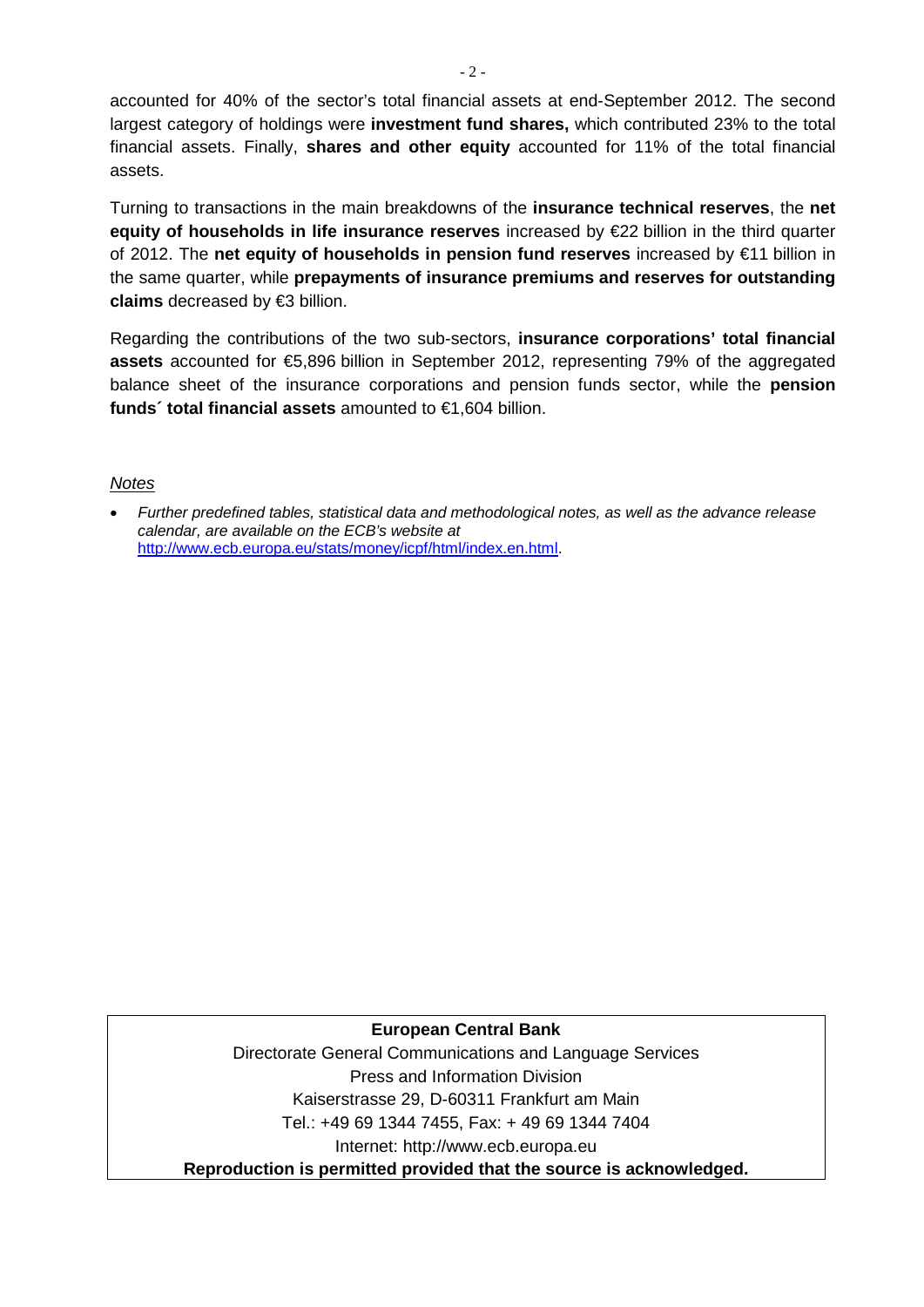accounted for 40% of the sector's total financial assets at end-September 2012. The second largest category of holdings were **investment fund shares,** which contributed 23% to the total financial assets. Finally, **shares and other equity** accounted for 11% of the total financial assets.

Turning to transactions in the main breakdowns of the **insurance technical reserves**, the **net equity of households in life insurance reserves** increased by €22 billion in the third quarter of 2012. The **net equity of households in pension fund reserves** increased by €11 billion in the same quarter, while **prepayments of insurance premiums and reserves for outstanding claims** decreased by €3 billion.

Regarding the contributions of the two sub-sectors, **insurance corporations' total financial assets** accounted for €5,896 billion in September 2012, representing 79% of the aggregated balance sheet of the insurance corporations and pension funds sector, while the **pension funds´ total financial assets** amounted to €1,604 billion.

*Notes*

- *Further predefined tables, statistical data and methodological notes, as well as the advance release calendar, are available on the ECB's website at* [http://www.ecb.europa.eu/stats/money/icpf/html/index.en.html](http://www.ecb.europa.eu/stats/money/icpf/html/index.en.html).

**European Central Bank**
Directorate General Communications and Language Services
Press and Information Division
Kaiserstrasse 29, D-60311 Frankfurt am Main
Tel.: +49 69 1344 7455, Fax: + 49 69 1344 7404
Internet: http://www.ecb.europa.eu
**Reproduction is permitted provided that the source is acknowledged.**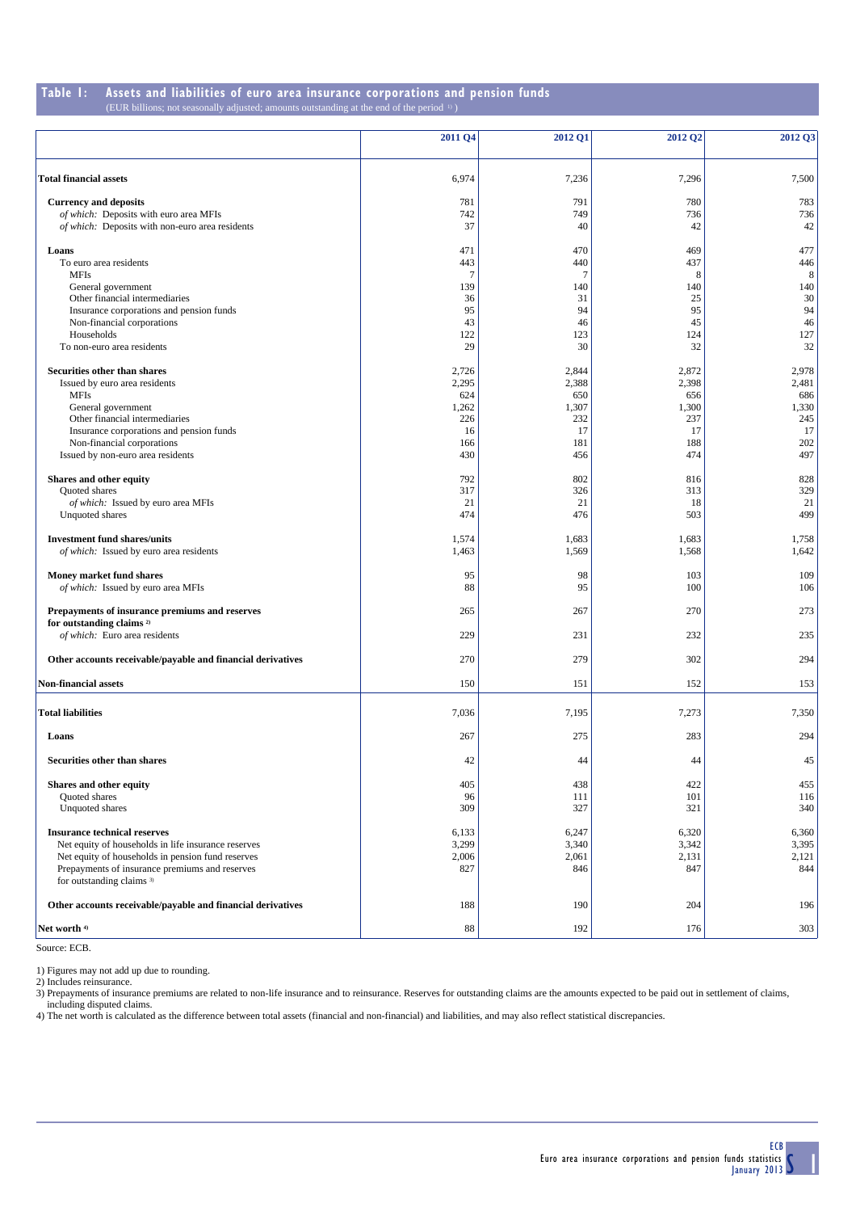## Table 1: Assets and liabilities of euro area insurance corporations and pension funds

(EUR billions; not seasonally adjusted; amounts outstanding at the end of the period [1])

| | 2011 Q4 | 2012 Q1 | 2012 Q2 | 2012 Q3 |
|---|---|---|---|---|
| **Total financial assets** | 6,974 | 7,236 | 7,296 | 7,500 |
| **Currency and deposits** | 781 | 791 | 780 | 783 |
| *of which:* Deposits with euro area MFIs | 742 | 749 | 736 | 736 |
| *of which:* Deposits with non-euro area residents | 37 | 40 | 42 | 42 |
| **Loans** | 471 | 470 | 469 | 477 |
| To euro area residents | 443 | 440 | 437 | 446 |
| MFIs | 7 | 7 | 8 | 8 |
| General government | 139 | 140 | 140 | 140 |
| Other financial intermediaries | 36 | 31 | 25 | 30 |
| Insurance corporations and pension funds | 95 | 94 | 95 | 94 |
| Non-financial corporations | 43 | 46 | 45 | 46 |
| Households | 122 | 123 | 124 | 127 |
| To non-euro area residents | 29 | 30 | 32 | 32 |
| **Securities other than shares** | 2,726 | 2,844 | 2,872 | 2,978 |
| Issued by euro area residents | 2,295 | 2,388 | 2,398 | 2,481 |
| MFIs | 624 | 650 | 656 | 686 |
| General government | 1,262 | 1,307 | 1,300 | 1,330 |
| Other financial intermediaries | 226 | 232 | 237 | 245 |
| Insurance corporations and pension funds | 16 | 17 | 17 | 17 |
| Non-financial corporations | 166 | 181 | 188 | 202 |
| Issued by non-euro area residents | 430 | 456 | 474 | 497 |
| **Shares and other equity** | 792 | 802 | 816 | 828 |
| Quoted shares | 317 | 326 | 313 | 329 |
| *of which:* Issued by euro area MFIs | 21 | 21 | 18 | 21 |
| Unquoted shares | 474 | 476 | 503 | 499 |
| **Investment fund shares/units** | 1,574 | 1,683 | 1,683 | 1,758 |
| *of which:* Issued by euro area residents | 1,463 | 1,569 | 1,568 | 1,642 |
| **Money market fund shares** | 95 | 98 | 103 | 109 |
| *of which:* Issued by euro area MFIs | 88 | 95 | 100 | 106 |
| **Prepayments of insurance premiums and reserves for outstanding claims [2]** | 265 | 267 | 270 | 273 |
| *of which:* Euro area residents | 229 | 231 | 232 | 235 |
| **Other accounts receivable/payable and financial derivatives** | 270 | 279 | 302 | 294 |
| **Non-financial assets** | 150 | 151 | 152 | 153 |
| **Total liabilities** | 7,036 | 7,195 | 7,273 | 7,350 |
| **Loans** | 267 | 275 | 283 | 294 |
| **Securities other than shares** | 42 | 44 | 44 | 45 |
| **Shares and other equity** | 405 | 438 | 422 | 455 |
| Quoted shares | 96 | 111 | 101 | 116 |
| Unquoted shares | 309 | 327 | 321 | 340 |
| **Insurance technical reserves** | 6,133 | 6,247 | 6,320 | 6,360 |
| Net equity of households in life insurance reserves | 3,299 | 3,340 | 3,342 | 3,395 |
| Net equity of households in pension fund reserves | 2,006 | 2,061 | 2,131 | 2,121 |
| Prepayments of insurance premiums and reserves for outstanding claims [3] | 827 | 846 | 847 | 844 |
| **Other accounts receivable/payable and financial derivatives** | 188 | 190 | 204 | 196 |
| **Net worth [4]** | 88 | 192 | 176 | 303 |

Source: ECB.

1) Figures may not add up due to rounding.
2) Includes reinsurance.
3) Prepayments of insurance premiums are related to non-life insurance and to reinsurance. Reserves for outstanding claims are the amounts expected to be paid out in settlement of claims, including disputed claims.
4) The net worth is calculated as the difference between total assets (financial and non-financial) and liabilities, and may also reflect statistical discrepancies.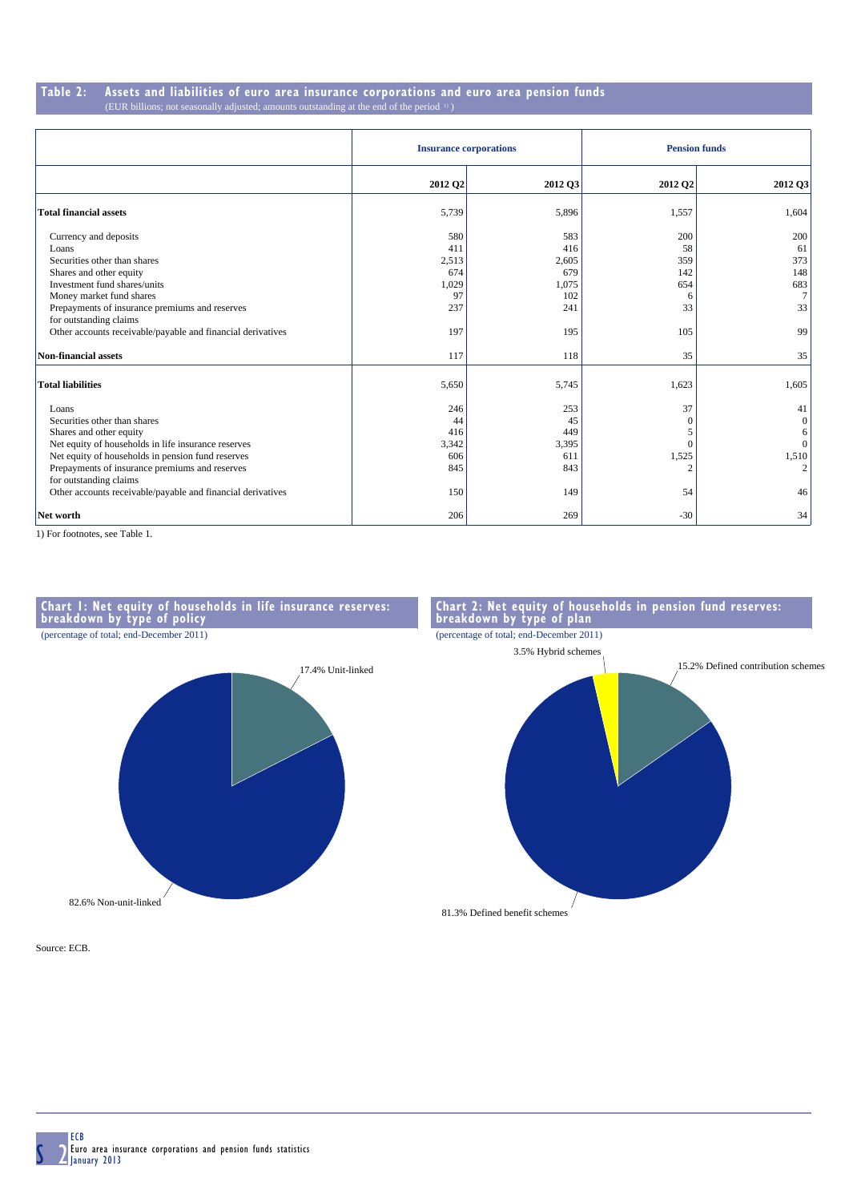## Table 2: Assets and liabilities of euro area insurance corporations and euro area pension funds

(EUR billions; not seasonally adjusted; amounts outstanding at the end of the period [1])

| | Insurance corporations | | Pension funds | |
|---|---|---|---|---|
| | 2012 Q2 | 2012 Q3 | 2012 Q2 | 2012 Q3 |
| **Total financial assets** | 5,739 | 5,896 | 1,557 | 1,604 |
| Currency and deposits | 580 | 583 | 200 | 200 |
| Loans | 411 | 416 | 58 | 61 |
| Securities other than shares | 2,513 | 2,605 | 359 | 373 |
| Shares and other equity | 674 | 679 | 142 | 148 |
| Investment fund shares/units | 1,029 | 1,075 | 654 | 683 |
| Money market fund shares | 97 | 102 | 6 | 7 |
| Prepayments of insurance premiums and reserves for outstanding claims | 237 | 241 | 33 | 33 |
| Other accounts receivable/payable and financial derivatives | 197 | 195 | 105 | 99 |
| **Non-financial assets** | 117 | 118 | 35 | 35 |
| **Total liabilities** | 5,650 | 5,745 | 1,623 | 1,605 |
| Loans | 246 | 253 | 37 | 41 |
| Securities other than shares | 44 | 45 | 0 | 0 |
| Shares and other equity | 416 | 449 | 5 | 6 |
| Net equity of households in life insurance reserves | 3,342 | 3,395 | 0 | 0 |
| Net equity of households in pension fund reserves | 606 | 611 | 1,525 | 1,510 |
| Prepayments of insurance premiums and reserves for outstanding claims | 845 | 843 | 2 | 2 |
| Other accounts receivable/payable and financial derivatives | 150 | 149 | 54 | 46 |
| **Net worth** | 206 | 269 | -30 | 34 |

1) For footnotes, see Table 1.

## Chart 1: Net equity of households in life insurance reserves: breakdown by type of policy

(percentage of total; end-December 2011)

17.4% Unit-linked

82.6% Non-unit-linked

## Chart 2: Net equity of households in pension fund reserves: breakdown by type of plan

(percentage of total; end-December 2011)

3.5% Hybrid schemes

15.2% Defined contribution schemes

81.3% Defined benefit schemes

Source: ECB.